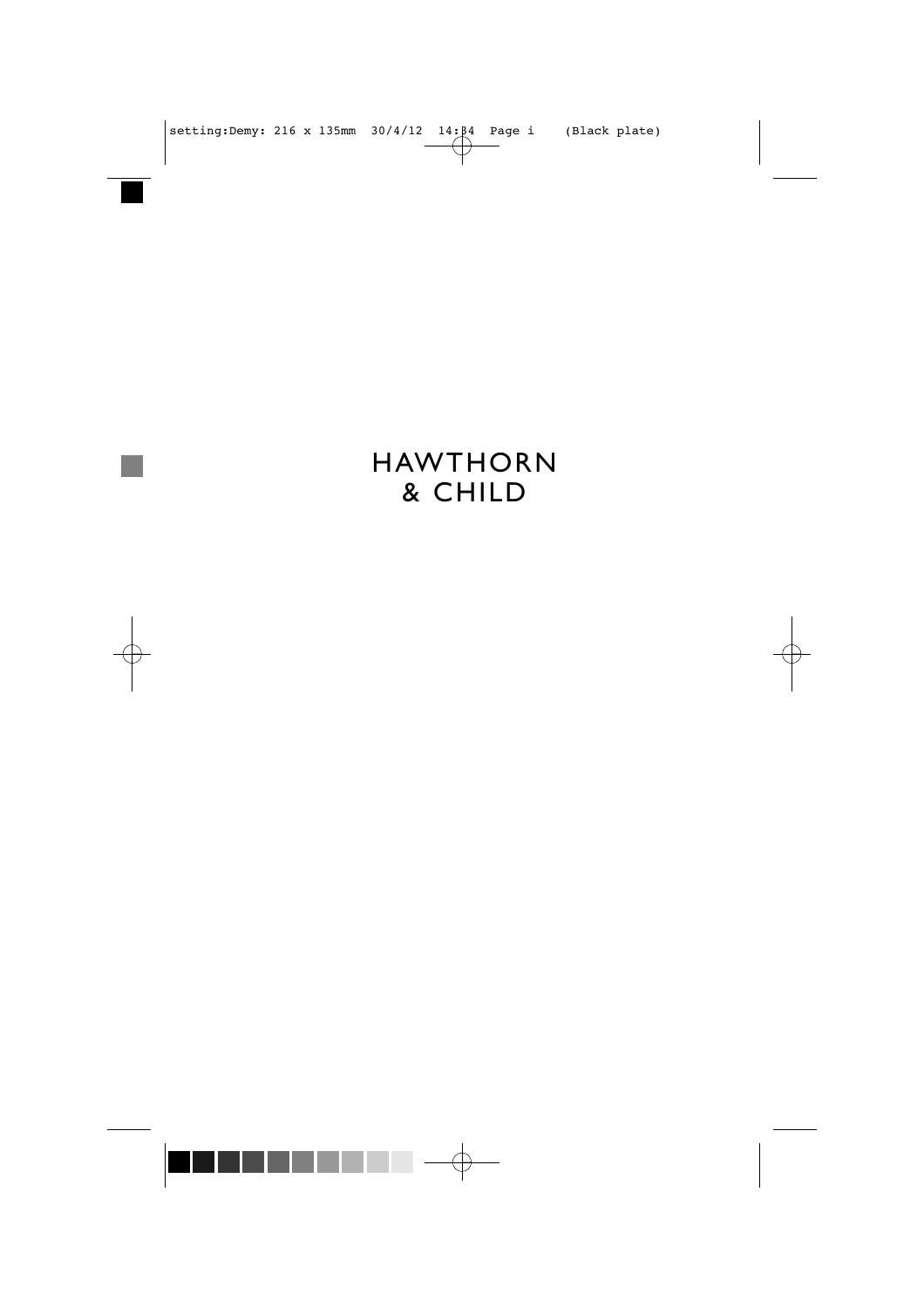# HAWTHORN & CHILD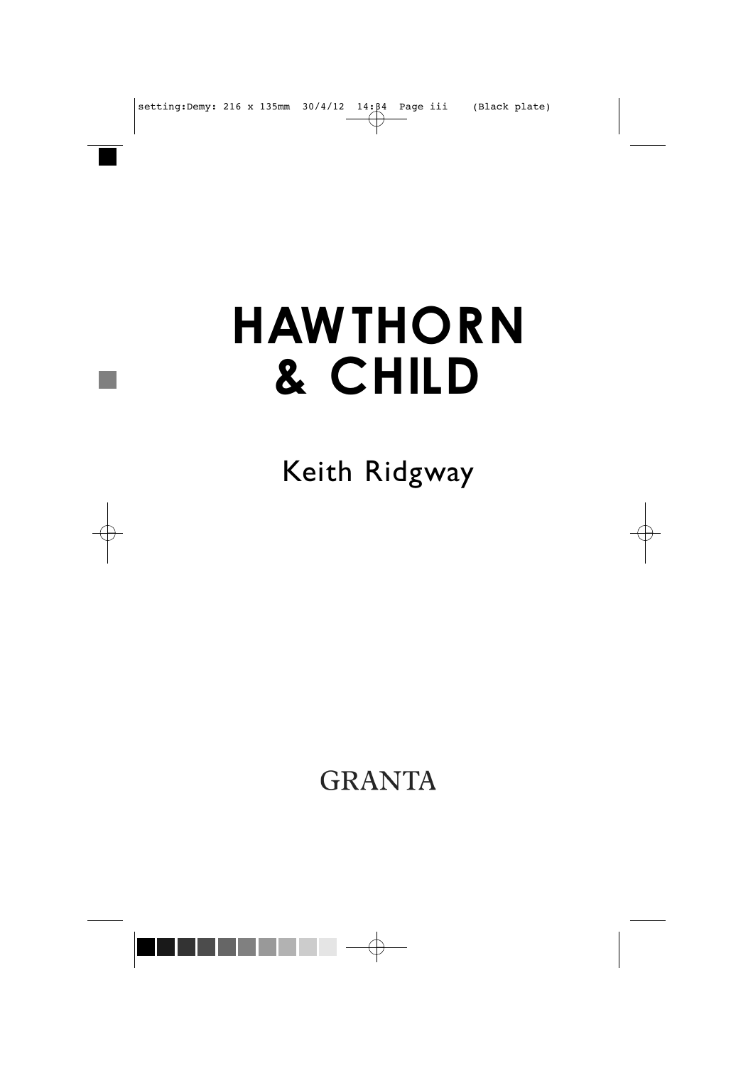# HAWTHORN & CHILD

Keith Ridgway

GRANTA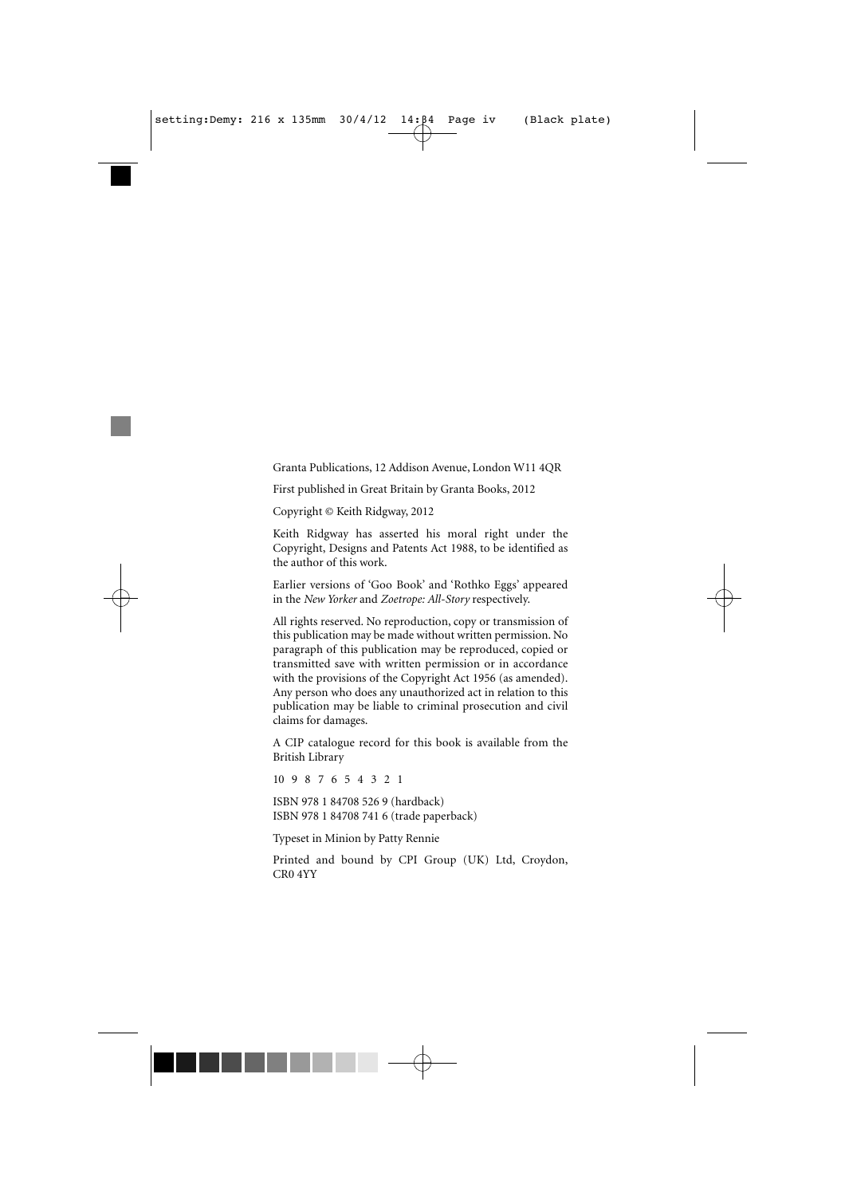Granta Publications, 12 Addison Avenue, London W11 4QR

First published in Great Britain by Granta Books, 2012

Copyright © Keith Ridgway, 2012

Keith Ridgway has asserted his moral right under the Copyright, Designs and Patents Act 1988, to be identified as the author of this work.

Earlier versions of 'Goo Book' and 'Rothko Eggs' appeared in the *New Yorker* and *Zoetrope: All-Story* respectively.

All rights reserved. No reproduction, copy or transmission of this publication may be made without written permission. No paragraph of this publication may be reproduced, copied or transmitted save with written permission or in accordance with the provisions of the Copyright Act 1956 (as amended). Any person who does any unauthorized act in relation to this publication may be liable to criminal prosecution and civil claims for damages.

A CIP catalogue record for this book is available from the British Library

10 9 8 7 6 5 4 3 2 1

ISBN 978 1 84708 526 9 (hardback)
ISBN 978 1 84708 741 6 (trade paperback)

Typeset in Minion by Patty Rennie

Printed and bound by CPI Group (UK) Ltd, Croydon, CR0 4YY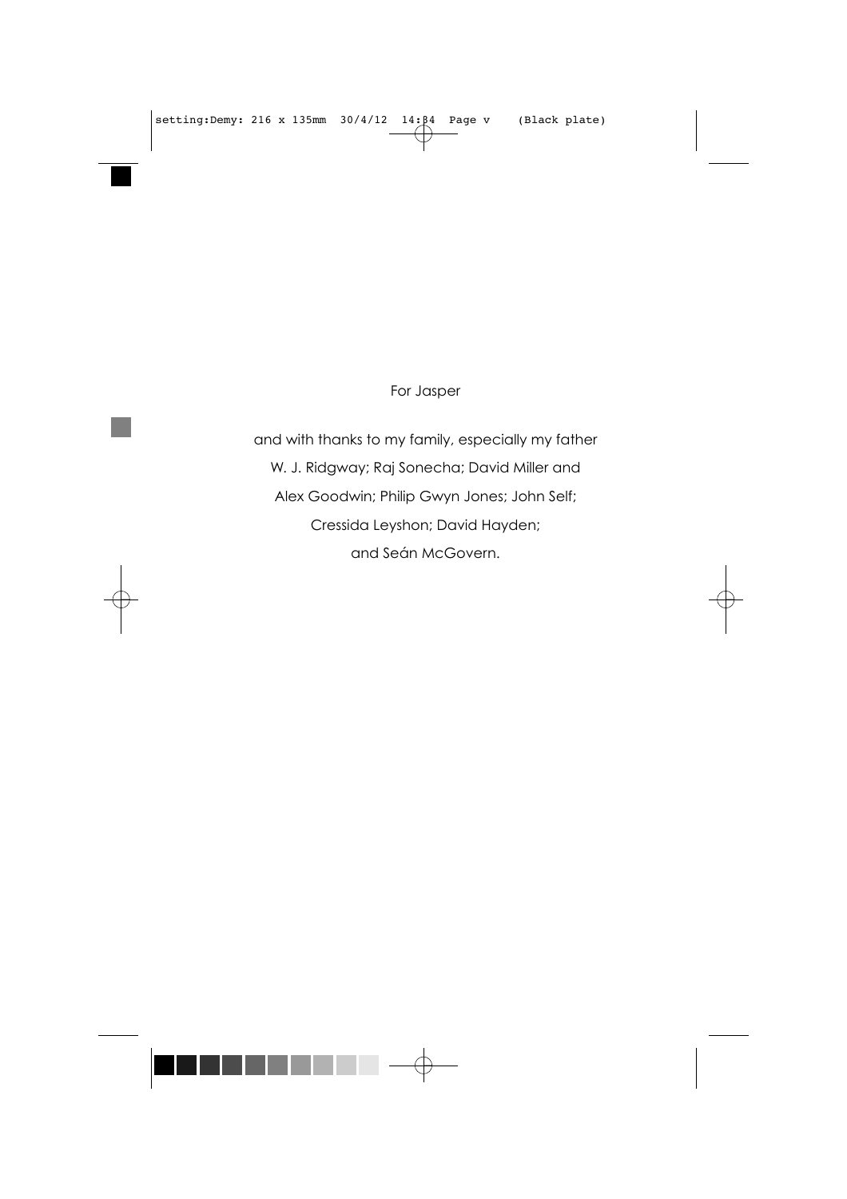For Jasper

and with thanks to my family, especially my father
W. J. Ridgway; Raj Sonecha; David Miller and
Alex Goodwin; Philip Gwyn Jones; John Self;
Cressida Leyshon; David Hayden;
and Seán McGovern.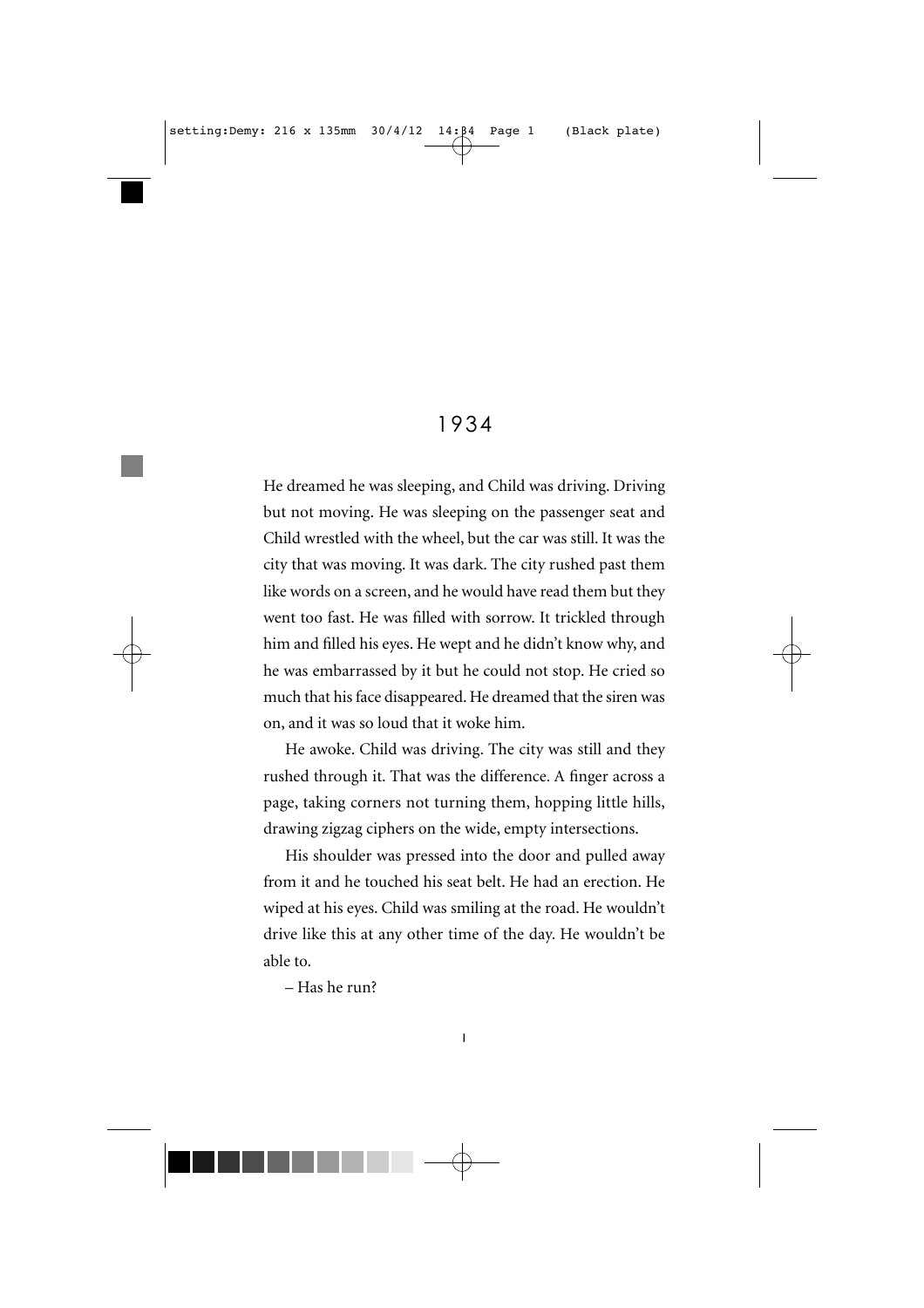# 1934

He dreamed he was sleeping, and Child was driving. Driving but not moving. He was sleeping on the passenger seat and Child wrestled with the wheel, but the car was still. It was the city that was moving. It was dark. The city rushed past them like words on a screen, and he would have read them but they went too fast. He was filled with sorrow. It trickled through him and filled his eyes. He wept and he didn't know why, and he was embarrassed by it but he could not stop. He cried so much that his face disappeared. He dreamed that the siren was on, and it was so loud that it woke him.

He awoke. Child was driving. The city was still and they rushed through it. That was the difference. A finger across a page, taking corners not turning them, hopping little hills, drawing zigzag ciphers on the wide, empty intersections.

His shoulder was pressed into the door and pulled away from it and he touched his seat belt. He had an erection. He wiped at his eyes. Child was smiling at the road. He wouldn't drive like this at any other time of the day. He wouldn't be able to.

– Has he run?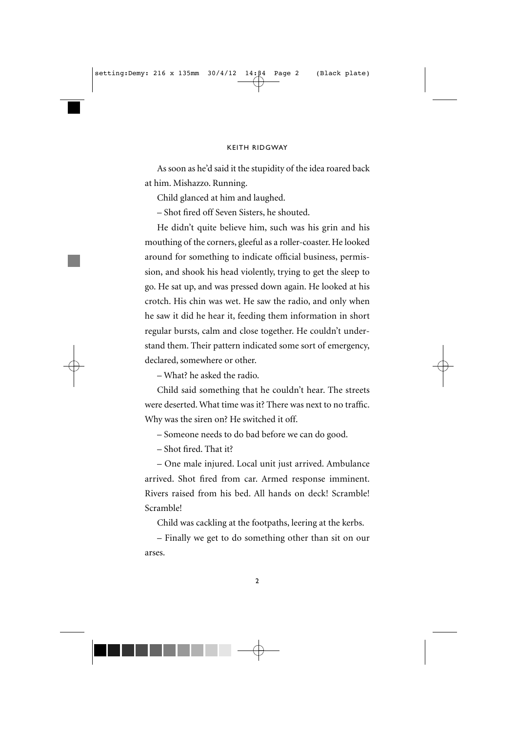As soon as he'd said it the stupidity of the idea roared back at him. Mishazzo. Running.

Child glanced at him and laughed.

– Shot fired off Seven Sisters, he shouted.

He didn't quite believe him, such was his grin and his mouthing of the corners, gleeful as a roller-coaster. He looked around for something to indicate official business, permission, and shook his head violently, trying to get the sleep to go. He sat up, and was pressed down again. He looked at his crotch. His chin was wet. He saw the radio, and only when he saw it did he hear it, feeding them information in short regular bursts, calm and close together. He couldn't understand them. Their pattern indicated some sort of emergency, declared, somewhere or other.

– What? he asked the radio.

Child said something that he couldn't hear. The streets were deserted. What time was it? There was next to no traffic. Why was the siren on? He switched it off.

– Someone needs to do bad before we can do good.

– Shot fired. That it?

– One male injured. Local unit just arrived. Ambulance arrived. Shot fired from car. Armed response imminent. Rivers raised from his bed. All hands on deck! Scramble! Scramble!

Child was cackling at the footpaths, leering at the kerbs.

– Finally we get to do something other than sit on our arses.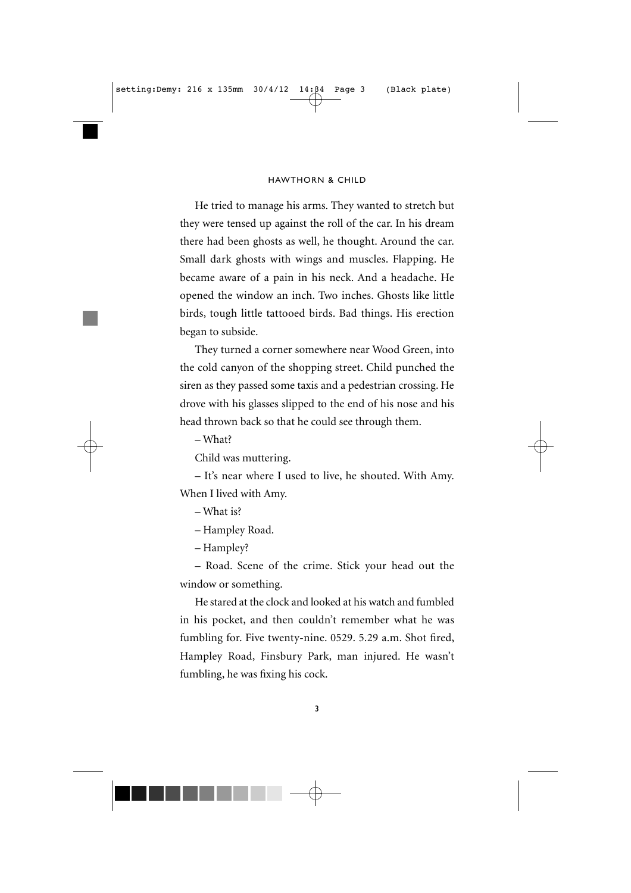He tried to manage his arms. They wanted to stretch but they were tensed up against the roll of the car. In his dream there had been ghosts as well, he thought. Around the car. Small dark ghosts with wings and muscles. Flapping. He became aware of a pain in his neck. And a headache. He opened the window an inch. Two inches. Ghosts like little birds, tough little tattooed birds. Bad things. His erection began to subside.

They turned a corner somewhere near Wood Green, into the cold canyon of the shopping street. Child punched the siren as they passed some taxis and a pedestrian crossing. He drove with his glasses slipped to the end of his nose and his head thrown back so that he could see through them.

– What?

Child was muttering.

– It's near where I used to live, he shouted. With Amy. When I lived with Amy.

– What is?

– Hampley Road.

– Hampley?

– Road. Scene of the crime. Stick your head out the window or something.

He stared at the clock and looked at his watch and fumbled in his pocket, and then couldn't remember what he was fumbling for. Five twenty-nine. 0529. 5.29 a.m. Shot fired, Hampley Road, Finsbury Park, man injured. He wasn't fumbling, he was fixing his cock.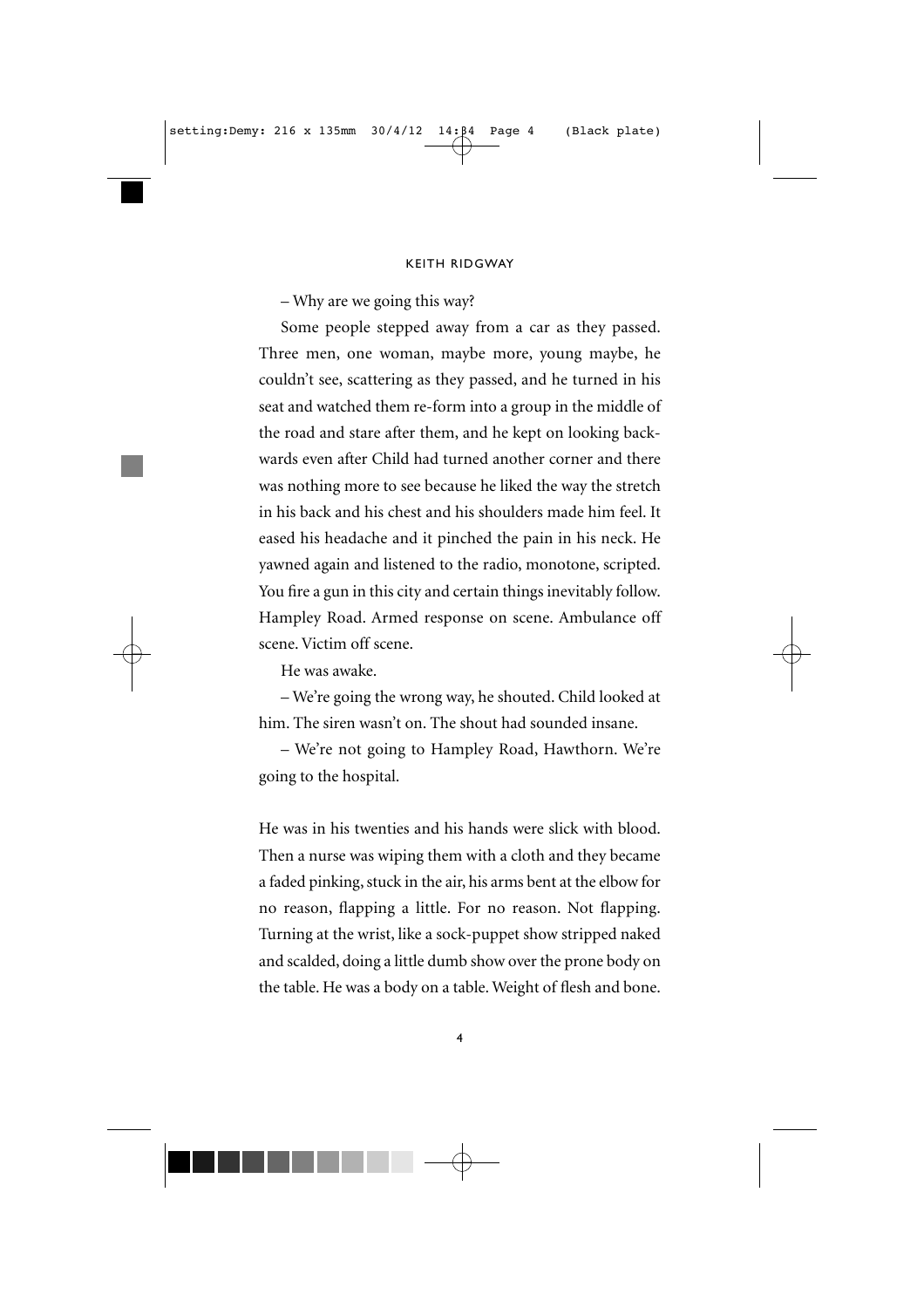– Why are we going this way?

Some people stepped away from a car as they passed. Three men, one woman, maybe more, young maybe, he couldn't see, scattering as they passed, and he turned in his seat and watched them re-form into a group in the middle of the road and stare after them, and he kept on looking backwards even after Child had turned another corner and there was nothing more to see because he liked the way the stretch in his back and his chest and his shoulders made him feel. It eased his headache and it pinched the pain in his neck. He yawned again and listened to the radio, monotone, scripted. You fire a gun in this city and certain things inevitably follow. Hampley Road. Armed response on scene. Ambulance off scene. Victim off scene.

He was awake.

– We're going the wrong way, he shouted. Child looked at him. The siren wasn't on. The shout had sounded insane.

– We're not going to Hampley Road, Hawthorn. We're going to the hospital.

He was in his twenties and his hands were slick with blood. Then a nurse was wiping them with a cloth and they became a faded pinking, stuck in the air, his arms bent at the elbow for no reason, flapping a little. For no reason. Not flapping. Turning at the wrist, like a sock-puppet show stripped naked and scalded, doing a little dumb show over the prone body on the table. He was a body on a table. Weight of flesh and bone.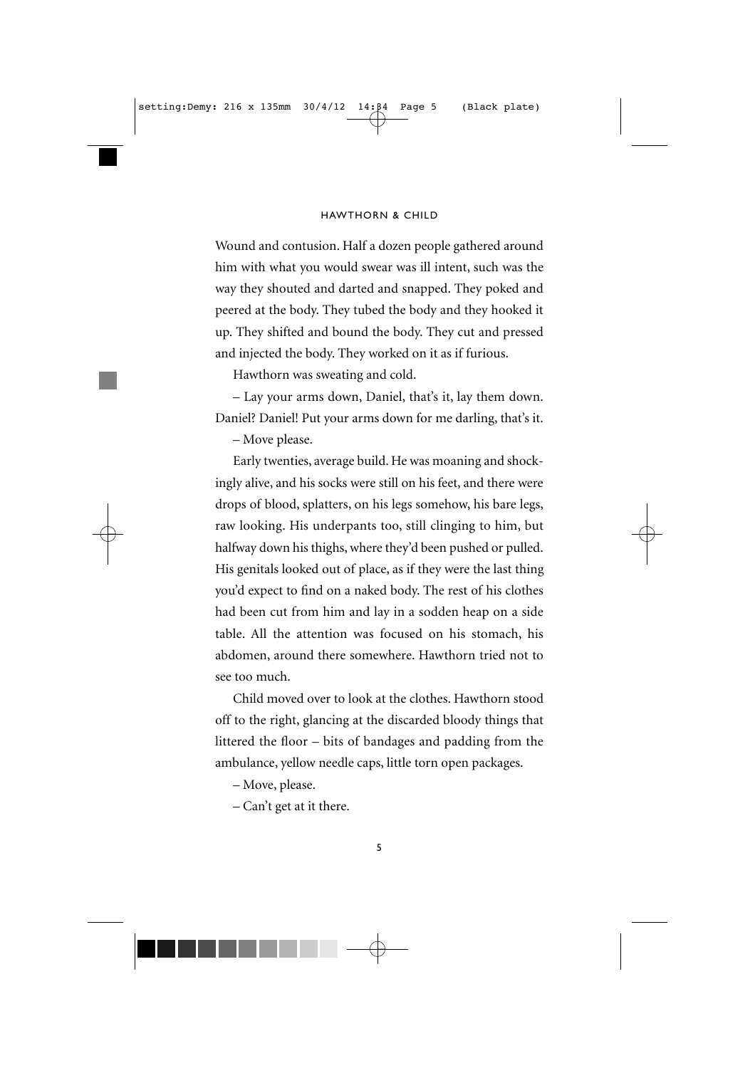Wound and contusion. Half a dozen people gathered around him with what you would swear was ill intent, such was the way they shouted and darted and snapped. They poked and peered at the body. They tubed the body and they hooked it up. They shifted and bound the body. They cut and pressed and injected the body. They worked on it as if furious.

Hawthorn was sweating and cold.

– Lay your arms down, Daniel, that's it, lay them down. Daniel? Daniel! Put your arms down for me darling, that's it.

– Move please.

Early twenties, average build. He was moaning and shockingly alive, and his socks were still on his feet, and there were drops of blood, splatters, on his legs somehow, his bare legs, raw looking. His underpants too, still clinging to him, but halfway down his thighs, where they'd been pushed or pulled. His genitals looked out of place, as if they were the last thing you'd expect to find on a naked body. The rest of his clothes had been cut from him and lay in a sodden heap on a side table. All the attention was focused on his stomach, his abdomen, around there somewhere. Hawthorn tried not to see too much.

Child moved over to look at the clothes. Hawthorn stood off to the right, glancing at the discarded bloody things that littered the floor – bits of bandages and padding from the ambulance, yellow needle caps, little torn open packages.

– Move, please.

– Can't get at it there.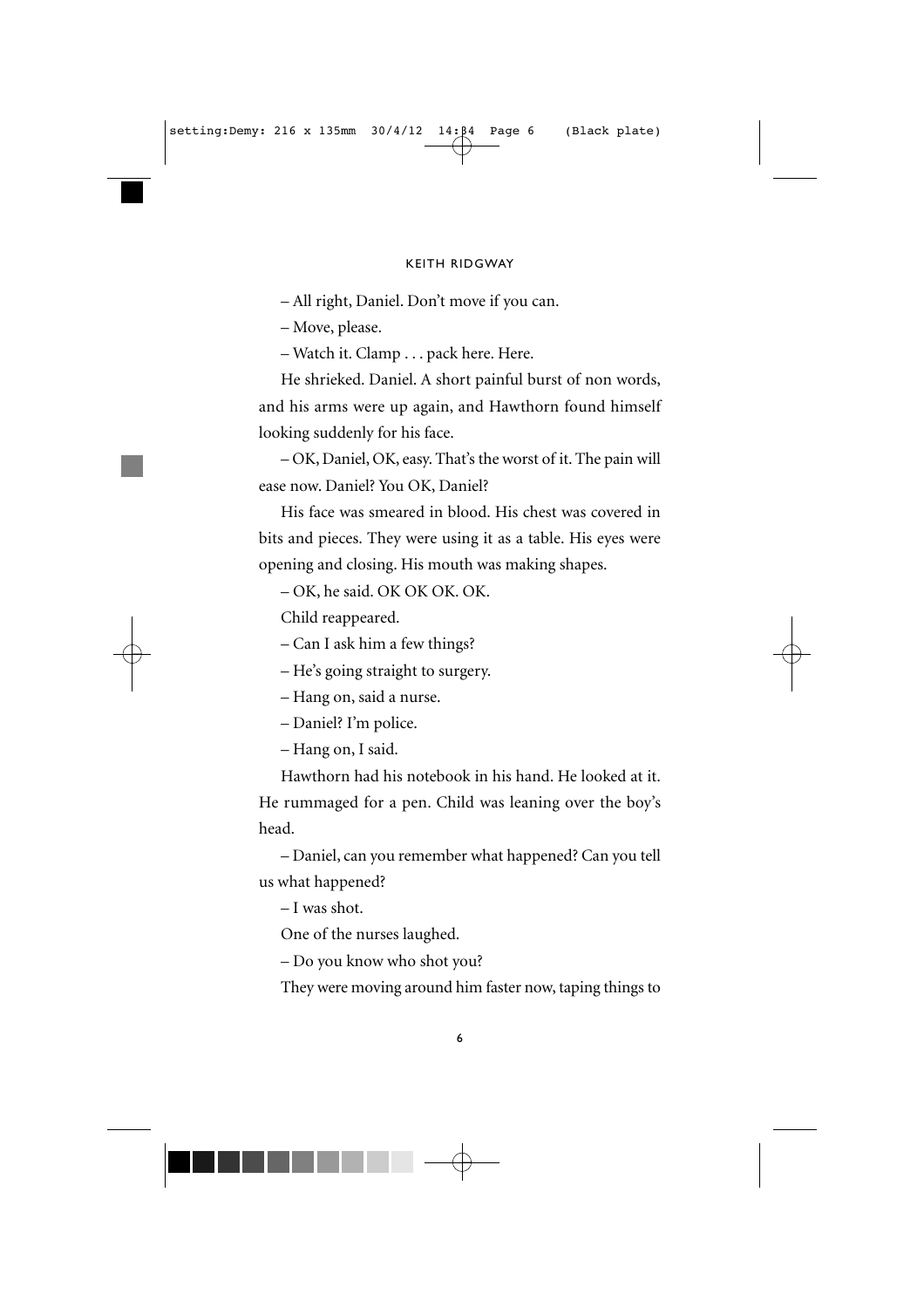– All right, Daniel. Don't move if you can.

– Move, please.

– Watch it. Clamp . . . pack here. Here.

He shrieked. Daniel. A short painful burst of non words, and his arms were up again, and Hawthorn found himself looking suddenly for his face.

– OK, Daniel, OK, easy. That's the worst of it. The pain will ease now. Daniel? You OK, Daniel?

His face was smeared in blood. His chest was covered in bits and pieces. They were using it as a table. His eyes were opening and closing. His mouth was making shapes.

– OK, he said. OK OK OK. OK.

Child reappeared.

– Can I ask him a few things?

– He's going straight to surgery.

– Hang on, said a nurse.

– Daniel? I'm police.

– Hang on, I said.

Hawthorn had his notebook in his hand. He looked at it. He rummaged for a pen. Child was leaning over the boy's head.

– Daniel, can you remember what happened? Can you tell us what happened?

– I was shot.

One of the nurses laughed.

– Do you know who shot you?

They were moving around him faster now, taping things to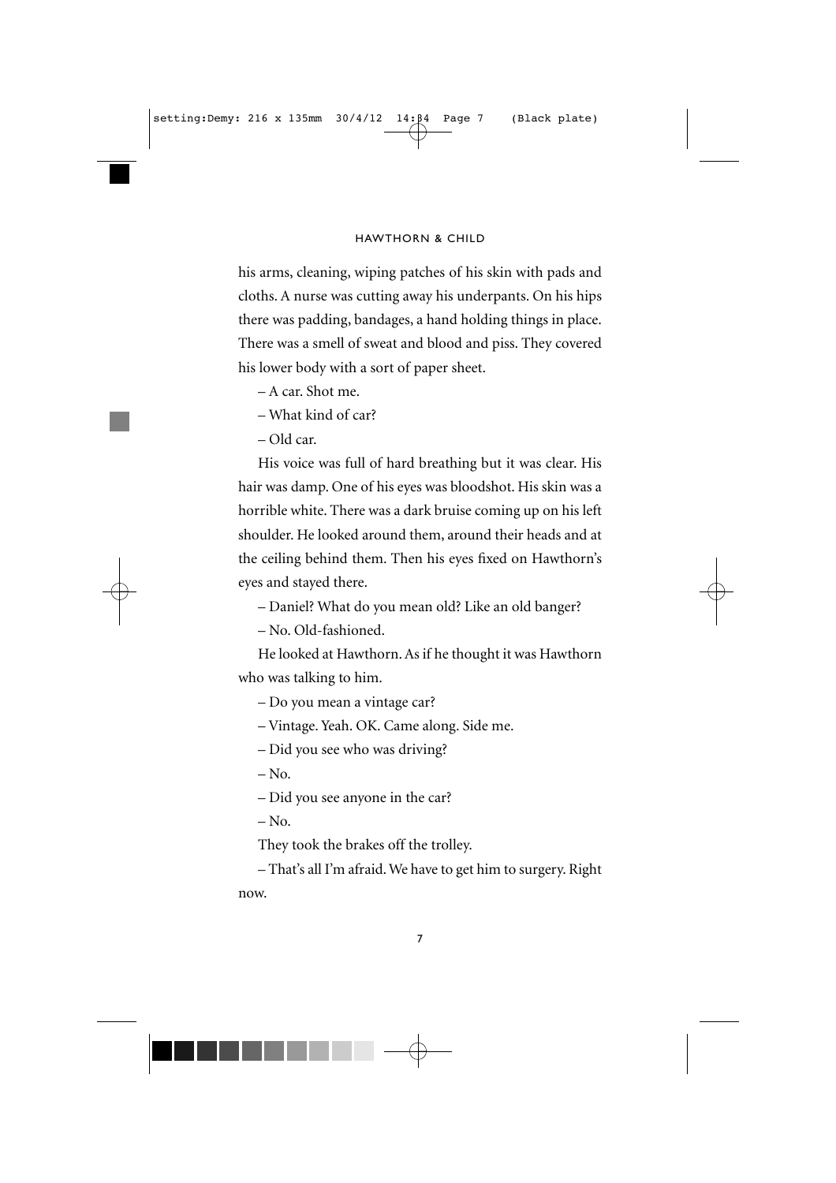his arms, cleaning, wiping patches of his skin with pads and cloths. A nurse was cutting away his underpants. On his hips there was padding, bandages, a hand holding things in place. There was a smell of sweat and blood and piss. They covered his lower body with a sort of paper sheet.

– A car. Shot me.

– What kind of car?

– Old car.

His voice was full of hard breathing but it was clear. His hair was damp. One of his eyes was bloodshot. His skin was a horrible white. There was a dark bruise coming up on his left shoulder. He looked around them, around their heads and at the ceiling behind them. Then his eyes fixed on Hawthorn's eyes and stayed there.

– Daniel? What do you mean old? Like an old banger?

– No. Old-fashioned.

He looked at Hawthorn. As if he thought it was Hawthorn who was talking to him.

– Do you mean a vintage car?

– Vintage. Yeah. OK. Came along. Side me.

– Did you see who was driving?

– No.

– Did you see anyone in the car?

– No.

They took the brakes off the trolley.

– That's all I'm afraid. We have to get him to surgery. Right now.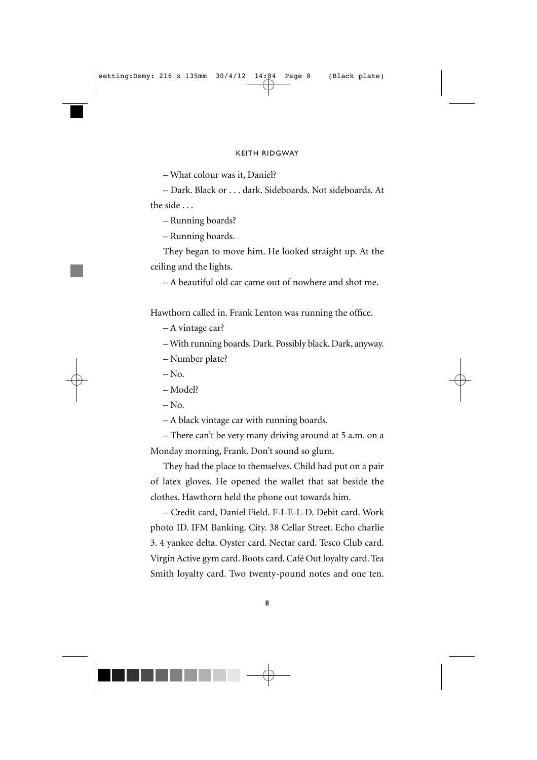– What colour was it, Daniel?

– Dark. Black or . . . dark. Sideboards. Not sideboards. At the side . . .

– Running boards?

– Running boards.

They began to move him. He looked straight up. At the ceiling and the lights.

– A beautiful old car came out of nowhere and shot me.

Hawthorn called in. Frank Lenton was running the office.

– A vintage car?

– With running boards. Dark. Possibly black. Dark, anyway.

– Number plate?

– No.

– Model?

– No.

– A black vintage car with running boards.

– There can't be very many driving around at 5 a.m. on a Monday morning, Frank. Don't sound so glum.

They had the place to themselves. Child had put on a pair of latex gloves. He opened the wallet that sat beside the clothes. Hawthorn held the phone out towards him.

– Credit card, Daniel Field. F-I-E-L-D. Debit card. Work photo ID. IFM Banking. City. 38 Cellar Street. Echo charlie 3. 4 yankee delta. Oyster card. Nectar card. Tesco Club card. Virgin Active gym card. Boots card. Café Out loyalty card. Tea Smith loyalty card. Two twenty-pound notes and one ten.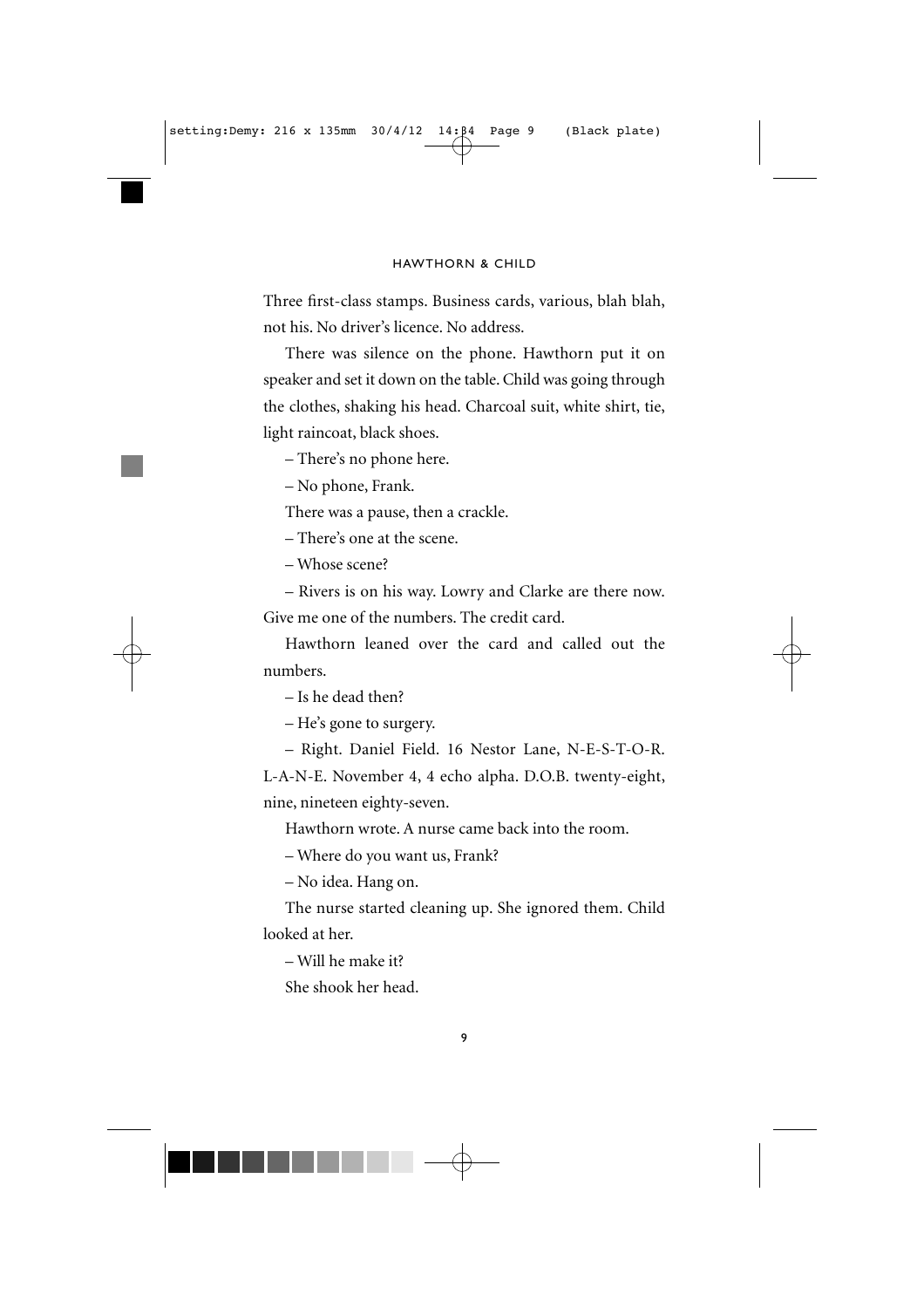Three first-class stamps. Business cards, various, blah blah, not his. No driver's licence. No address.

There was silence on the phone. Hawthorn put it on speaker and set it down on the table. Child was going through the clothes, shaking his head. Charcoal suit, white shirt, tie, light raincoat, black shoes.

– There's no phone here.

– No phone, Frank.

There was a pause, then a crackle.

– There's one at the scene.

– Whose scene?

– Rivers is on his way. Lowry and Clarke are there now. Give me one of the numbers. The credit card.

Hawthorn leaned over the card and called out the numbers.

– Is he dead then?

– He's gone to surgery.

– Right. Daniel Field. 16 Nestor Lane, N-E-S-T-O-R. L-A-N-E. November 4, 4 echo alpha. D.O.B. twenty-eight, nine, nineteen eighty-seven.

Hawthorn wrote. A nurse came back into the room.

– Where do you want us, Frank?

– No idea. Hang on.

The nurse started cleaning up. She ignored them. Child looked at her.

– Will he make it?

She shook her head.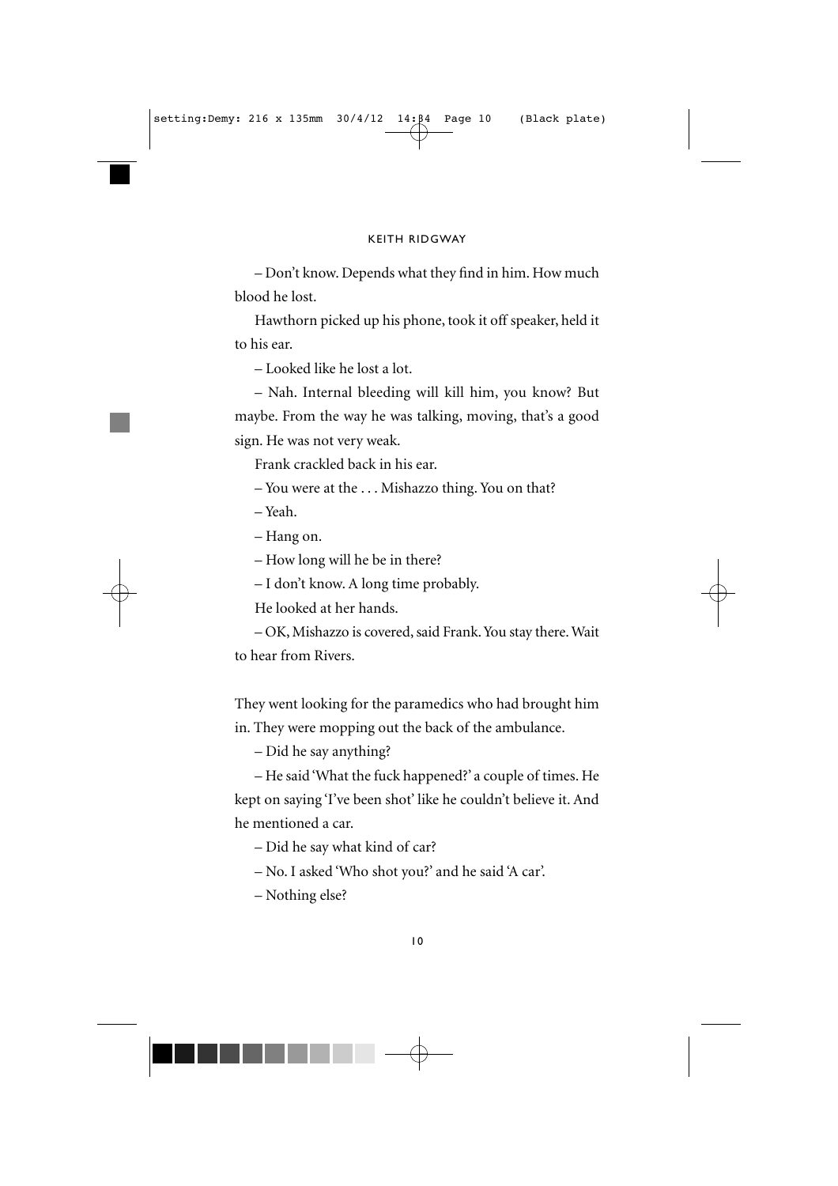– Don't know. Depends what they find in him. How much blood he lost.

Hawthorn picked up his phone, took it off speaker, held it to his ear.

– Looked like he lost a lot.

– Nah. Internal bleeding will kill him, you know? But maybe. From the way he was talking, moving, that's a good sign. He was not very weak.

Frank crackled back in his ear.

– You were at the . . . Mishazzo thing. You on that?

– Yeah.

– Hang on.

– How long will he be in there?

– I don't know. A long time probably.

He looked at her hands.

– OK, Mishazzo is covered, said Frank. You stay there. Wait to hear from Rivers.

They went looking for the paramedics who had brought him in. They were mopping out the back of the ambulance.

– Did he say anything?

– He said 'What the fuck happened?' a couple of times. He kept on saying 'I've been shot' like he couldn't believe it. And he mentioned a car.

– Did he say what kind of car?

– No. I asked 'Who shot you?' and he said 'A car'.

– Nothing else?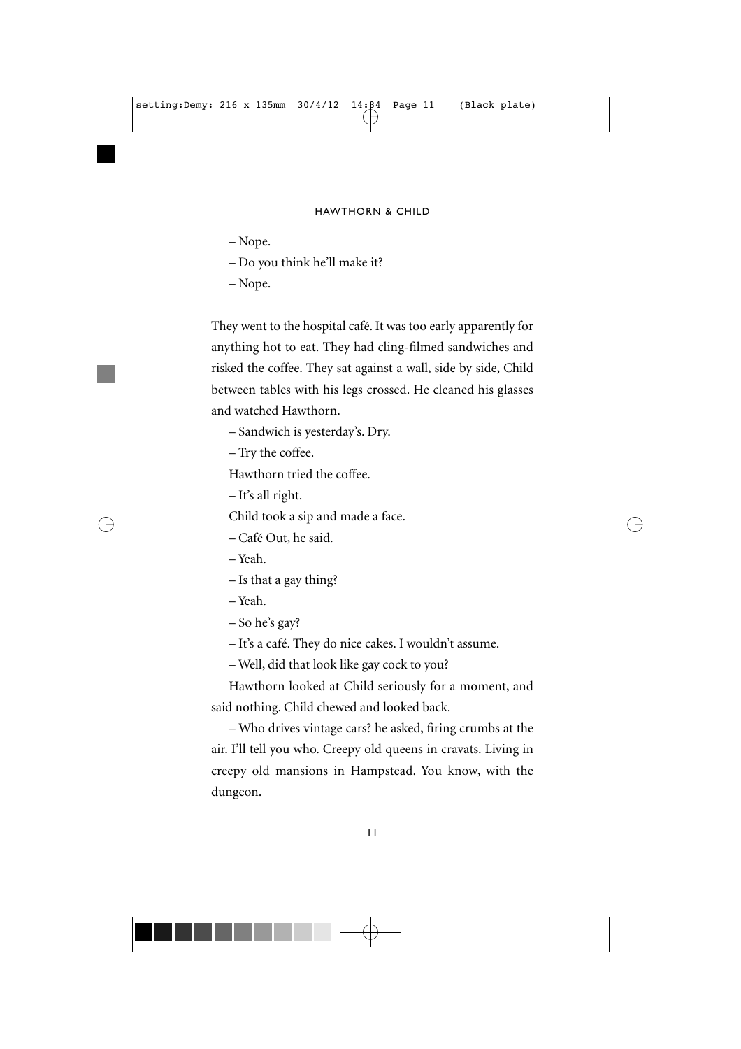– Nope.

– Do you think he'll make it?

– Nope.

They went to the hospital café. It was too early apparently for anything hot to eat. They had cling-filmed sandwiches and risked the coffee. They sat against a wall, side by side, Child between tables with his legs crossed. He cleaned his glasses and watched Hawthorn.

– Sandwich is yesterday's. Dry.

– Try the coffee.

Hawthorn tried the coffee.

– It's all right.

Child took a sip and made a face.

– Café Out, he said.

– Yeah.

– Is that a gay thing?

– Yeah.

– So he's gay?

– It's a café. They do nice cakes. I wouldn't assume.

– Well, did that look like gay cock to you?

Hawthorn looked at Child seriously for a moment, and said nothing. Child chewed and looked back.

– Who drives vintage cars? he asked, firing crumbs at the air. I'll tell you who. Creepy old queens in cravats. Living in creepy old mansions in Hampstead. You know, with the dungeon.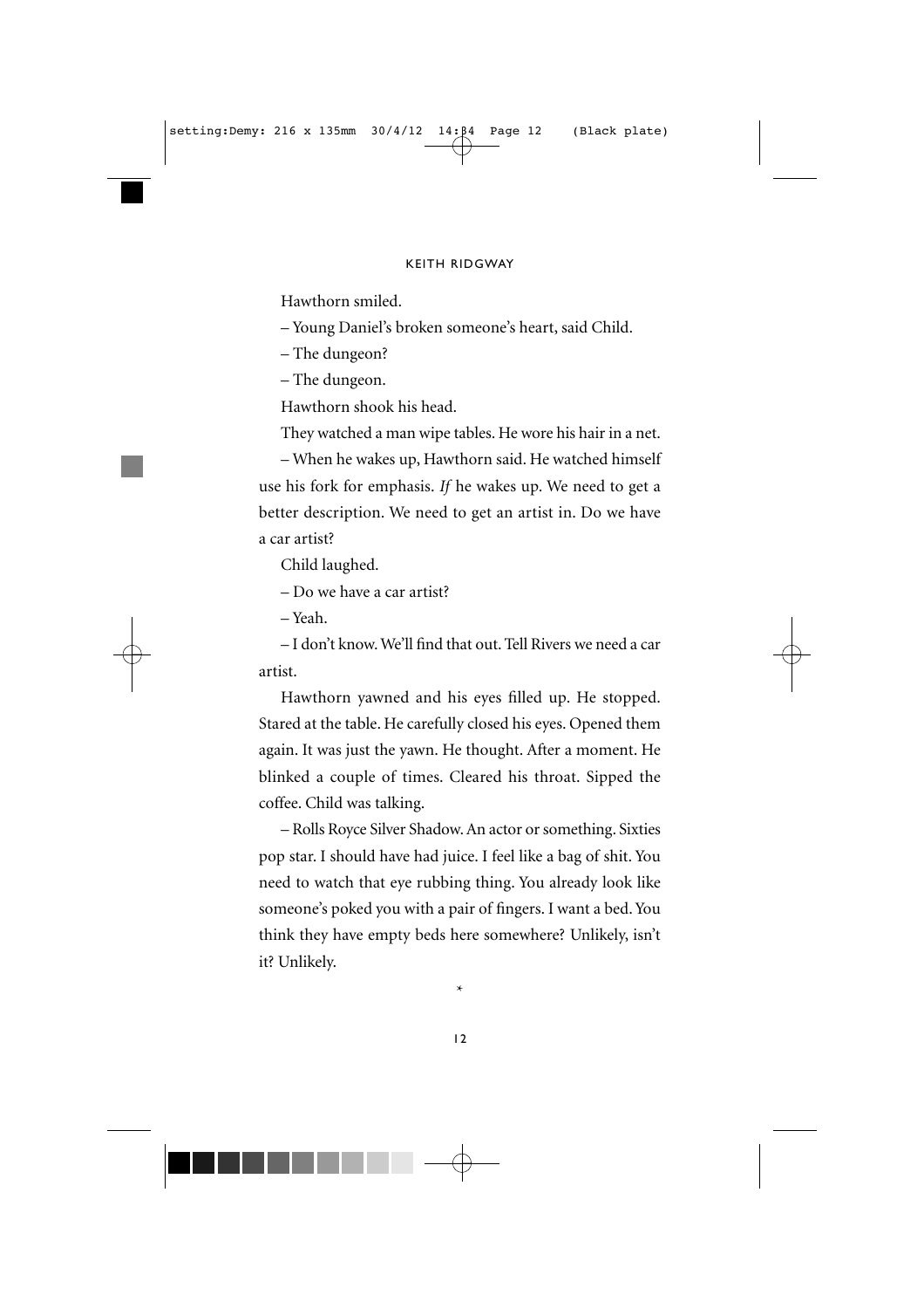Hawthorn smiled.

– Young Daniel's broken someone's heart, said Child.

– The dungeon?

– The dungeon.

Hawthorn shook his head.

They watched a man wipe tables. He wore his hair in a net.

– When he wakes up, Hawthorn said. He watched himself use his fork for emphasis. *If* he wakes up. We need to get a better description. We need to get an artist in. Do we have a car artist?

Child laughed.

– Do we have a car artist?

– Yeah.

– I don't know. We'll find that out. Tell Rivers we need a car artist.

Hawthorn yawned and his eyes filled up. He stopped. Stared at the table. He carefully closed his eyes. Opened them again. It was just the yawn. He thought. After a moment. He blinked a couple of times. Cleared his throat. Sipped the coffee. Child was talking.

– Rolls Royce Silver Shadow. An actor or something. Sixties pop star. I should have had juice. I feel like a bag of shit. You need to watch that eye rubbing thing. You already look like someone's poked you with a pair of fingers. I want a bed. You think they have empty beds here somewhere? Unlikely, isn't it? Unlikely.

*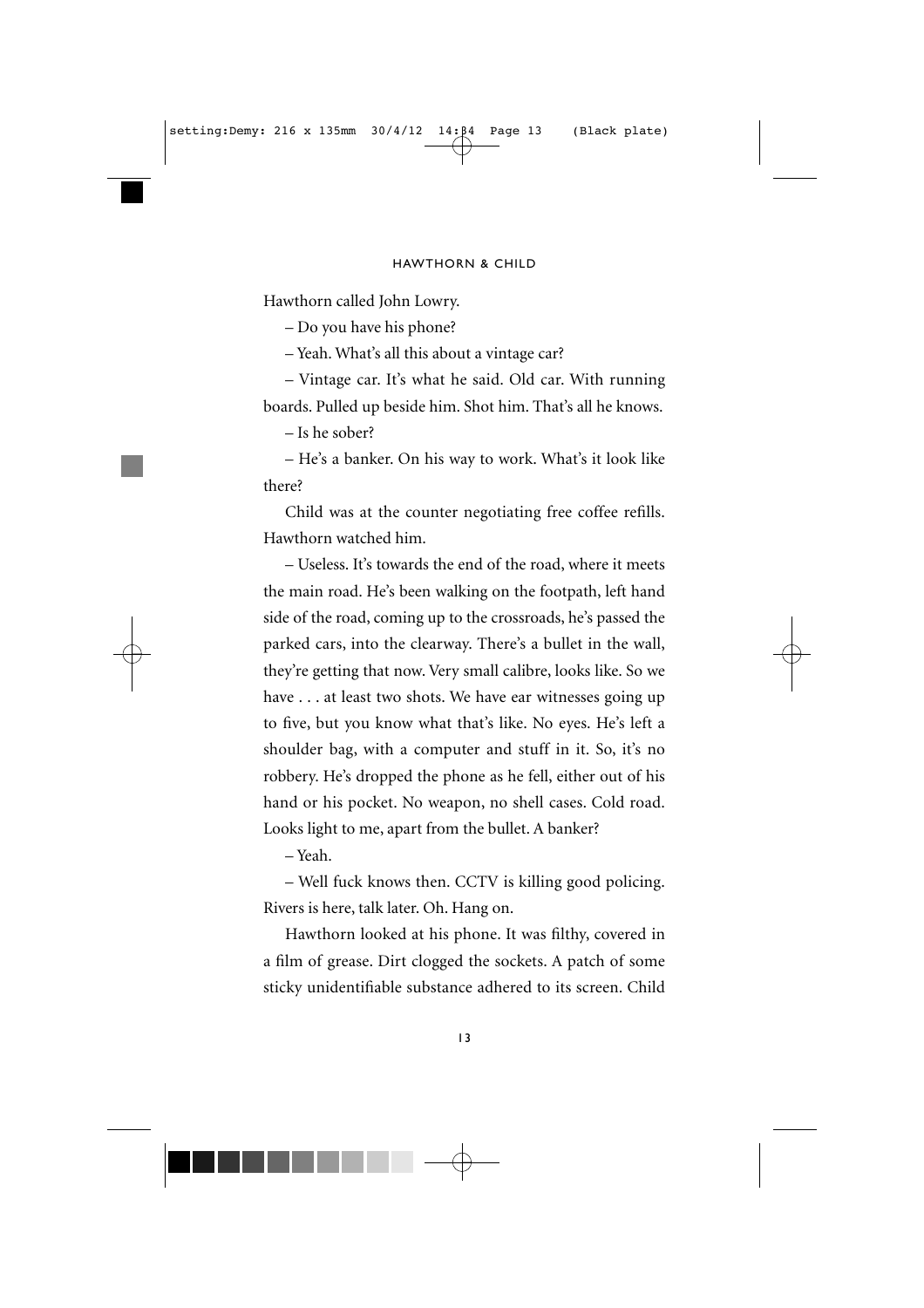Hawthorn called John Lowry.

– Do you have his phone?

– Yeah. What's all this about a vintage car?

– Vintage car. It's what he said. Old car. With running boards. Pulled up beside him. Shot him. That's all he knows.

– Is he sober?

– He's a banker. On his way to work. What's it look like there?

Child was at the counter negotiating free coffee refills. Hawthorn watched him.

– Useless. It's towards the end of the road, where it meets the main road. He's been walking on the footpath, left hand side of the road, coming up to the crossroads, he's passed the parked cars, into the clearway. There's a bullet in the wall, they're getting that now. Very small calibre, looks like. So we have . . . at least two shots. We have ear witnesses going up to five, but you know what that's like. No eyes. He's left a shoulder bag, with a computer and stuff in it. So, it's no robbery. He's dropped the phone as he fell, either out of his hand or his pocket. No weapon, no shell cases. Cold road. Looks light to me, apart from the bullet. A banker?

– Yeah.

– Well fuck knows then. CCTV is killing good policing. Rivers is here, talk later. Oh. Hang on.

Hawthorn looked at his phone. It was filthy, covered in a film of grease. Dirt clogged the sockets. A patch of some sticky unidentifiable substance adhered to its screen. Child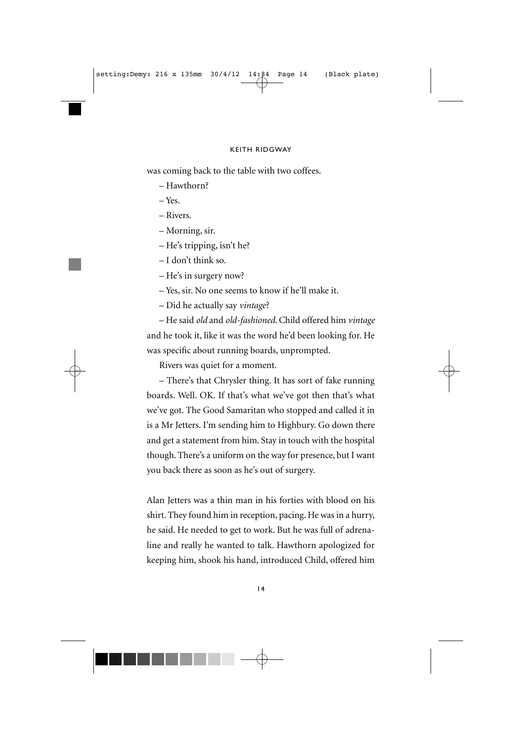was coming back to the table with two coffees.

– Hawthorn?

– Yes.

– Rivers.

– Morning, sir.

– He's tripping, isn't he?

– I don't think so.

– He's in surgery now?

– Yes, sir. No one seems to know if he'll make it.

– Did he actually say *vintage*?

– He said *old* and *old-fashioned*. Child offered him *vintage* and he took it, like it was the word he'd been looking for. He was specific about running boards, unprompted.

Rivers was quiet for a moment.

– There's that Chrysler thing. It has sort of fake running boards. Well. OK. If that's what we've got then that's what we've got. The Good Samaritan who stopped and called it in is a Mr Jetters. I'm sending him to Highbury. Go down there and get a statement from him. Stay in touch with the hospital though. There's a uniform on the way for presence, but I want you back there as soon as he's out of surgery.

Alan Jetters was a thin man in his forties with blood on his shirt. They found him in reception, pacing. He was in a hurry, he said. He needed to get to work. But he was full of adrenaline and really he wanted to talk. Hawthorn apologized for keeping him, shook his hand, introduced Child, offered him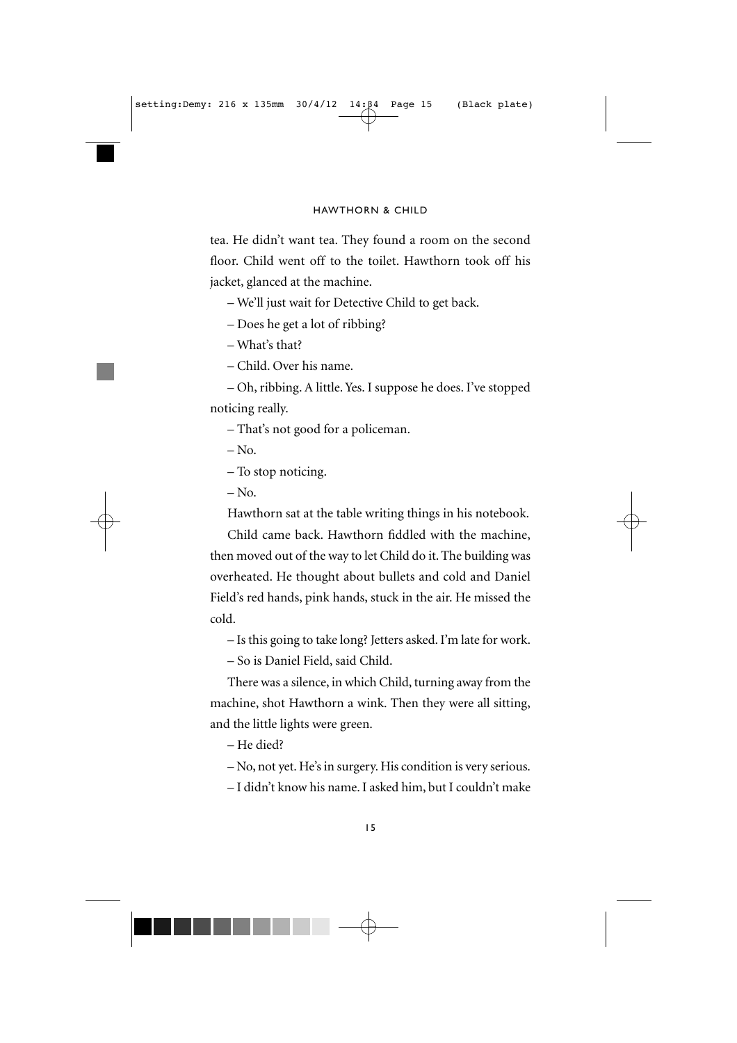tea. He didn't want tea. They found a room on the second floor. Child went off to the toilet. Hawthorn took off his jacket, glanced at the machine.

– We'll just wait for Detective Child to get back.

– Does he get a lot of ribbing?

– What's that?

– Child. Over his name.

– Oh, ribbing. A little. Yes. I suppose he does. I've stopped noticing really.

– That's not good for a policeman.

– No.

– To stop noticing.

– No.

Hawthorn sat at the table writing things in his notebook.

Child came back. Hawthorn fiddled with the machine, then moved out of the way to let Child do it. The building was overheated. He thought about bullets and cold and Daniel Field's red hands, pink hands, stuck in the air. He missed the cold.

– Is this going to take long? Jetters asked. I'm late for work.

– So is Daniel Field, said Child.

There was a silence, in which Child, turning away from the machine, shot Hawthorn a wink. Then they were all sitting, and the little lights were green.

– He died?

– No, not yet. He's in surgery. His condition is very serious.

– I didn't know his name. I asked him, but I couldn't make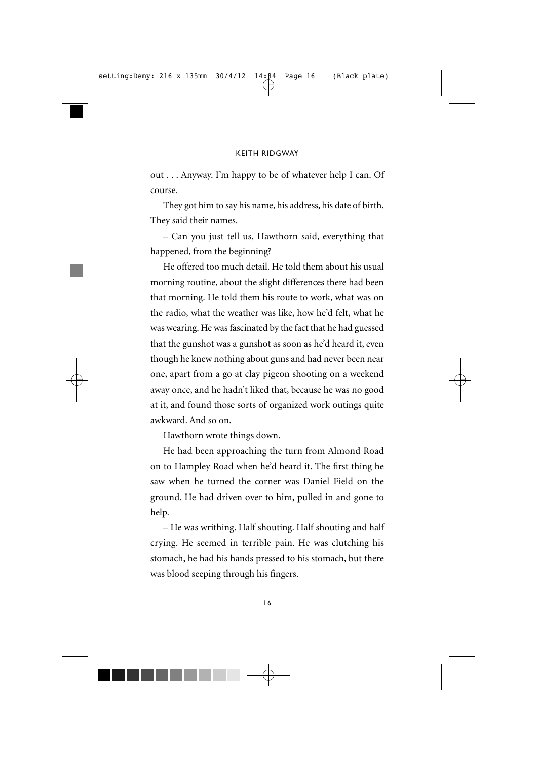out . . . Anyway. I'm happy to be of whatever help I can. Of course.

They got him to say his name, his address, his date of birth. They said their names.

– Can you just tell us, Hawthorn said, everything that happened, from the beginning?

He offered too much detail. He told them about his usual morning routine, about the slight differences there had been that morning. He told them his route to work, what was on the radio, what the weather was like, how he'd felt, what he was wearing. He was fascinated by the fact that he had guessed that the gunshot was a gunshot as soon as he'd heard it, even though he knew nothing about guns and had never been near one, apart from a go at clay pigeon shooting on a weekend away once, and he hadn't liked that, because he was no good at it, and found those sorts of organized work outings quite awkward. And so on.

Hawthorn wrote things down.

He had been approaching the turn from Almond Road on to Hampley Road when he'd heard it. The first thing he saw when he turned the corner was Daniel Field on the ground. He had driven over to him, pulled in and gone to help.

– He was writhing. Half shouting. Half shouting and half crying. He seemed in terrible pain. He was clutching his stomach, he had his hands pressed to his stomach, but there was blood seeping through his fingers.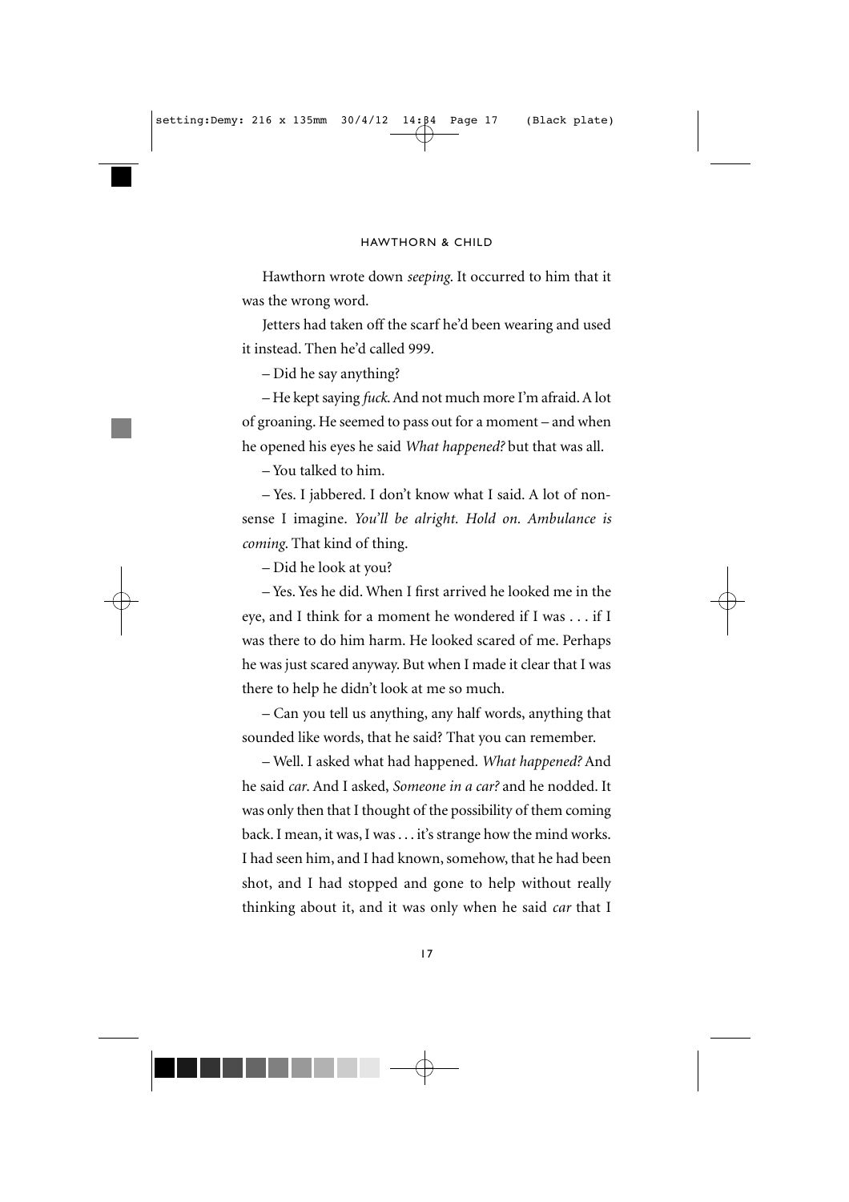Hawthorn wrote down *seeping*. It occurred to him that it was the wrong word.

Jetters had taken off the scarf he'd been wearing and used it instead. Then he'd called 999.

– Did he say anything?

– He kept saying *fuck*. And not much more I'm afraid. A lot of groaning. He seemed to pass out for a moment – and when he opened his eyes he said *What happened?* but that was all.

– You talked to him.

– Yes. I jabbered. I don't know what I said. A lot of nonsense I imagine. *You'll be alright. Hold on. Ambulance is coming*. That kind of thing.

– Did he look at you?

– Yes. Yes he did. When I first arrived he looked me in the eye, and I think for a moment he wondered if I was . . . if I was there to do him harm. He looked scared of me. Perhaps he was just scared anyway. But when I made it clear that I was there to help he didn't look at me so much.

– Can you tell us anything, any half words, anything that sounded like words, that he said? That you can remember.

– Well. I asked what had happened. *What happened?* And he said *car*. And I asked, *Someone in a car?* and he nodded. It was only then that I thought of the possibility of them coming back. I mean, it was, I was . . . it's strange how the mind works. I had seen him, and I had known, somehow, that he had been shot, and I had stopped and gone to help without really thinking about it, and it was only when he said *car* that I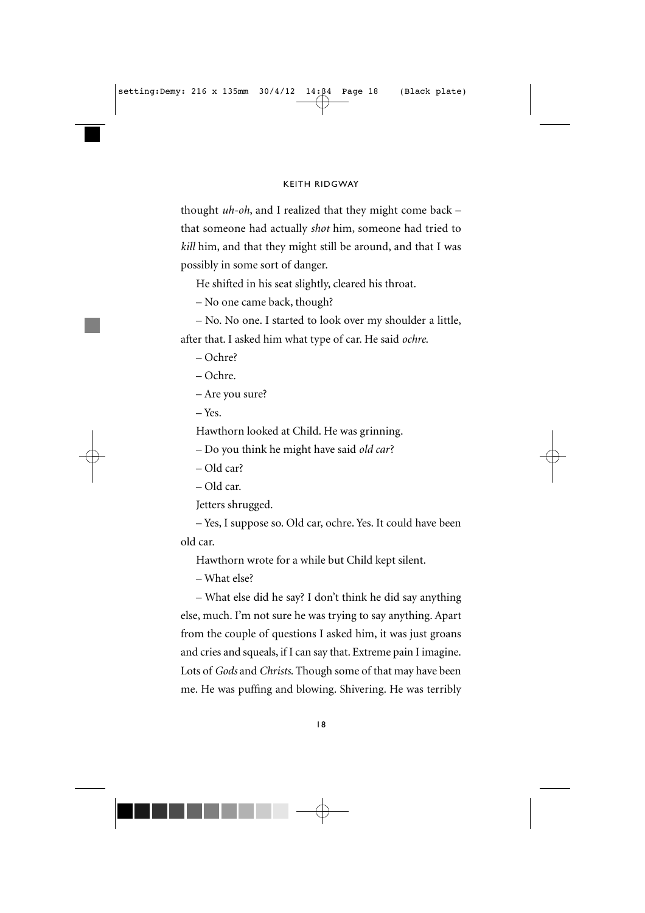thought *uh-oh*, and I realized that they might come back – that someone had actually *shot* him, someone had tried to *kill* him, and that they might still be around, and that I was possibly in some sort of danger.

He shifted in his seat slightly, cleared his throat.

– No one came back, though?

– No. No one. I started to look over my shoulder a little, after that. I asked him what type of car. He said *ochre*.

– Ochre?

– Ochre.

– Are you sure?

– Yes.

Hawthorn looked at Child. He was grinning.

– Do you think he might have said *old car*?

– Old car?

– Old car.

Jetters shrugged.

– Yes, I suppose so. Old car, ochre. Yes. It could have been old car.

Hawthorn wrote for a while but Child kept silent.

– What else?

– What else did he say? I don't think he did say anything else, much. I'm not sure he was trying to say anything. Apart from the couple of questions I asked him, it was just groans and cries and squeals, if I can say that. Extreme pain I imagine. Lots of *Gods* and *Christs*. Though some of that may have been me. He was puffing and blowing. Shivering. He was terribly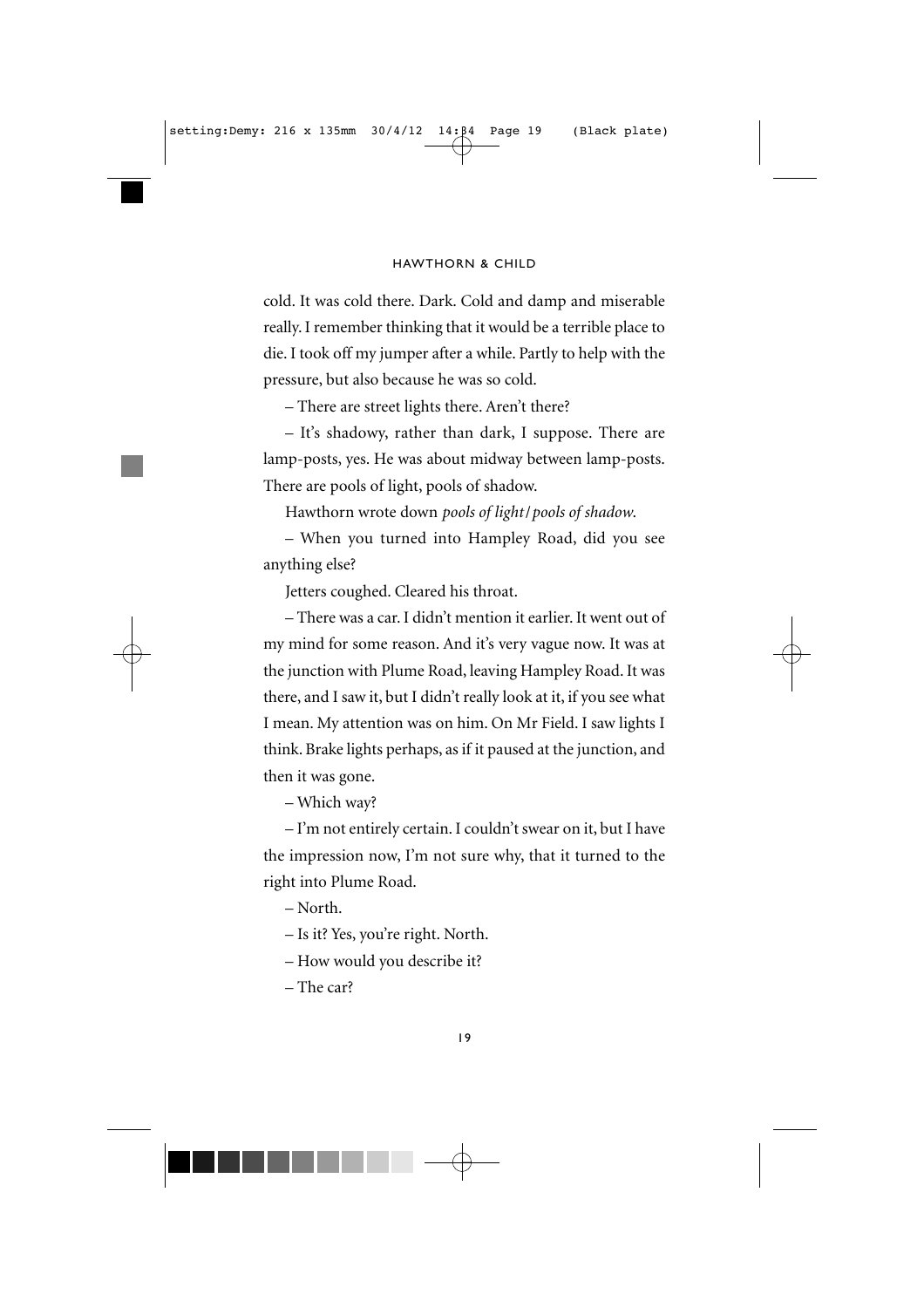cold. It was cold there. Dark. Cold and damp and miserable really. I remember thinking that it would be a terrible place to die. I took off my jumper after a while. Partly to help with the pressure, but also because he was so cold.

– There are street lights there. Aren't there?

– It's shadowy, rather than dark, I suppose. There are lamp-posts, yes. He was about midway between lamp-posts. There are pools of light, pools of shadow.

Hawthorn wrote down *pools of light/pools of shadow*.

– When you turned into Hampley Road, did you see anything else?

Jetters coughed. Cleared his throat.

– There was a car. I didn't mention it earlier. It went out of my mind for some reason. And it's very vague now. It was at the junction with Plume Road, leaving Hampley Road. It was there, and I saw it, but I didn't really look at it, if you see what I mean. My attention was on him. On Mr Field. I saw lights I think. Brake lights perhaps, as if it paused at the junction, and then it was gone.

– Which way?

– I'm not entirely certain. I couldn't swear on it, but I have the impression now, I'm not sure why, that it turned to the right into Plume Road.

– North.

– Is it? Yes, you're right. North.

– How would you describe it?

– The car?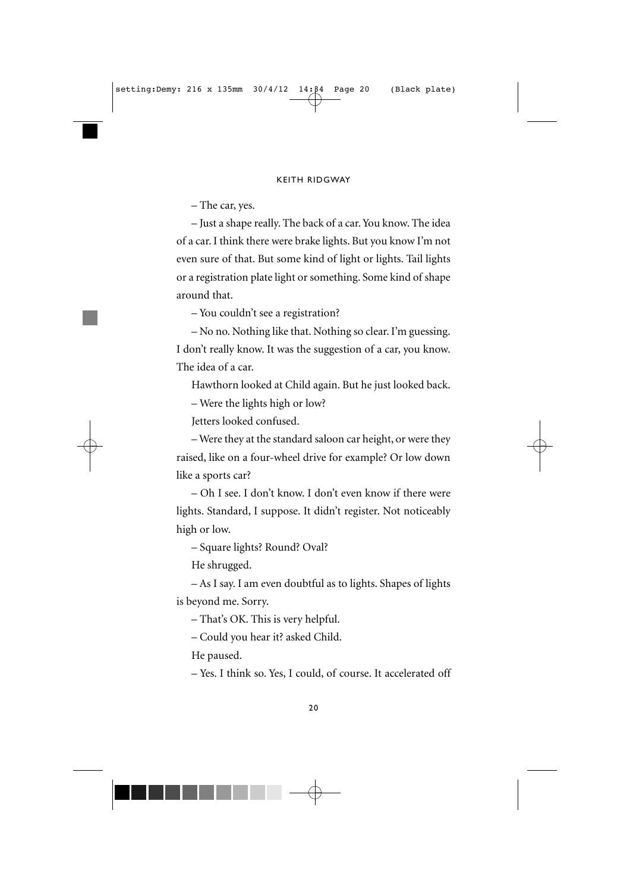– The car, yes.

– Just a shape really. The back of a car. You know. The idea of a car. I think there were brake lights. But you know I'm not even sure of that. But some kind of light or lights. Tail lights or a registration plate light or something. Some kind of shape around that.

– You couldn't see a registration?

– No no. Nothing like that. Nothing so clear. I'm guessing. I don't really know. It was the suggestion of a car, you know. The idea of a car.

Hawthorn looked at Child again. But he just looked back.

– Were the lights high or low?

Jetters looked confused.

– Were they at the standard saloon car height, or were they raised, like on a four-wheel drive for example? Or low down like a sports car?

– Oh I see. I don't know. I don't even know if there were lights. Standard, I suppose. It didn't register. Not noticeably high or low.

– Square lights? Round? Oval?

He shrugged.

– As I say. I am even doubtful as to lights. Shapes of lights is beyond me. Sorry.

– That's OK. This is very helpful.

– Could you hear it? asked Child.

He paused.

– Yes. I think so. Yes, I could, of course. It accelerated off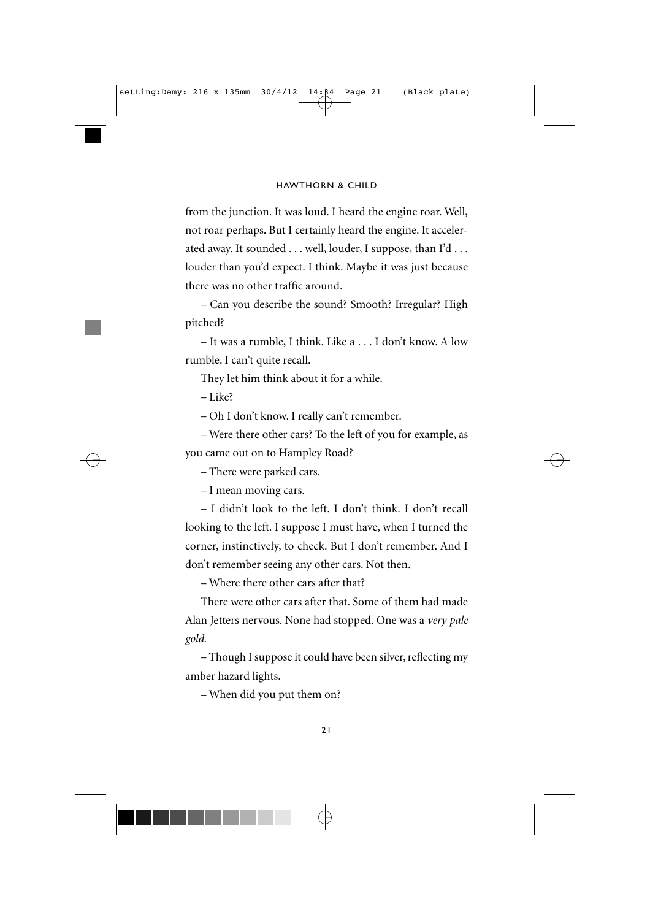from the junction. It was loud. I heard the engine roar. Well, not roar perhaps. But I certainly heard the engine. It accelerated away. It sounded . . . well, louder, I suppose, than I'd . . . louder than you'd expect. I think. Maybe it was just because there was no other traffic around.

– Can you describe the sound? Smooth? Irregular? High pitched?

– It was a rumble, I think. Like a . . . I don't know. A low rumble. I can't quite recall.

They let him think about it for a while.

– Like?

– Oh I don't know. I really can't remember.

– Were there other cars? To the left of you for example, as you came out on to Hampley Road?

– There were parked cars.

– I mean moving cars.

– I didn't look to the left. I don't think. I don't recall looking to the left. I suppose I must have, when I turned the corner, instinctively, to check. But I don't remember. And I don't remember seeing any other cars. Not then.

– Where there other cars after that?

There were other cars after that. Some of them had made Alan Jetters nervous. None had stopped. One was a *very pale gold.*

– Though I suppose it could have been silver, reflecting my amber hazard lights.

– When did you put them on?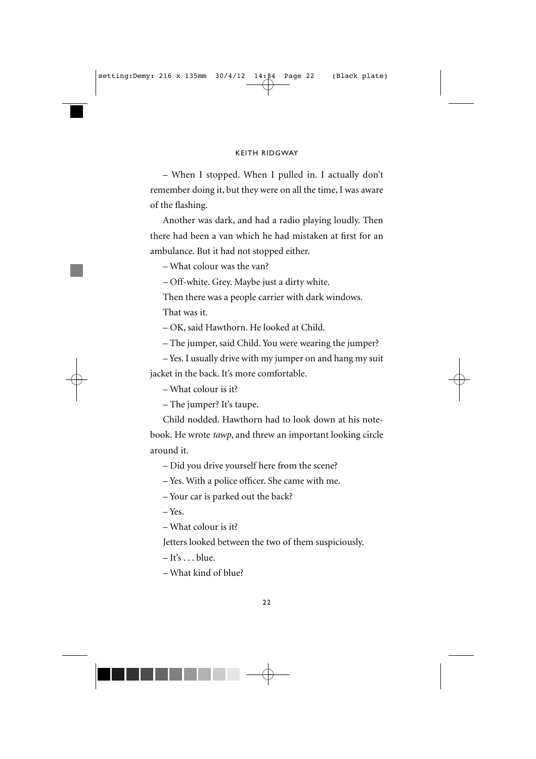– When I stopped. When I pulled in. I actually don't remember doing it, but they were on all the time, I was aware of the flashing.

Another was dark, and had a radio playing loudly. Then there had been a van which he had mistaken at first for an ambulance. But it had not stopped either.

– What colour was the van?

– Off-white. Grey. Maybe just a dirty white.

Then there was a people carrier with dark windows.

That was it.

– OK, said Hawthorn. He looked at Child.

– The jumper, said Child. You were wearing the jumper?

– Yes. I usually drive with my jumper on and hang my suit jacket in the back. It's more comfortable.

– What colour is it?

– The jumper? It's taupe.

Child nodded. Hawthorn had to look down at his notebook. He wrote *tawp*, and threw an important looking circle around it.

– Did you drive yourself here from the scene?

– Yes. With a police officer. She came with me.

– Your car is parked out the back?

– Yes.

– What colour is it?

Jetters looked between the two of them suspiciously.

– It's . . . blue.

– What kind of blue?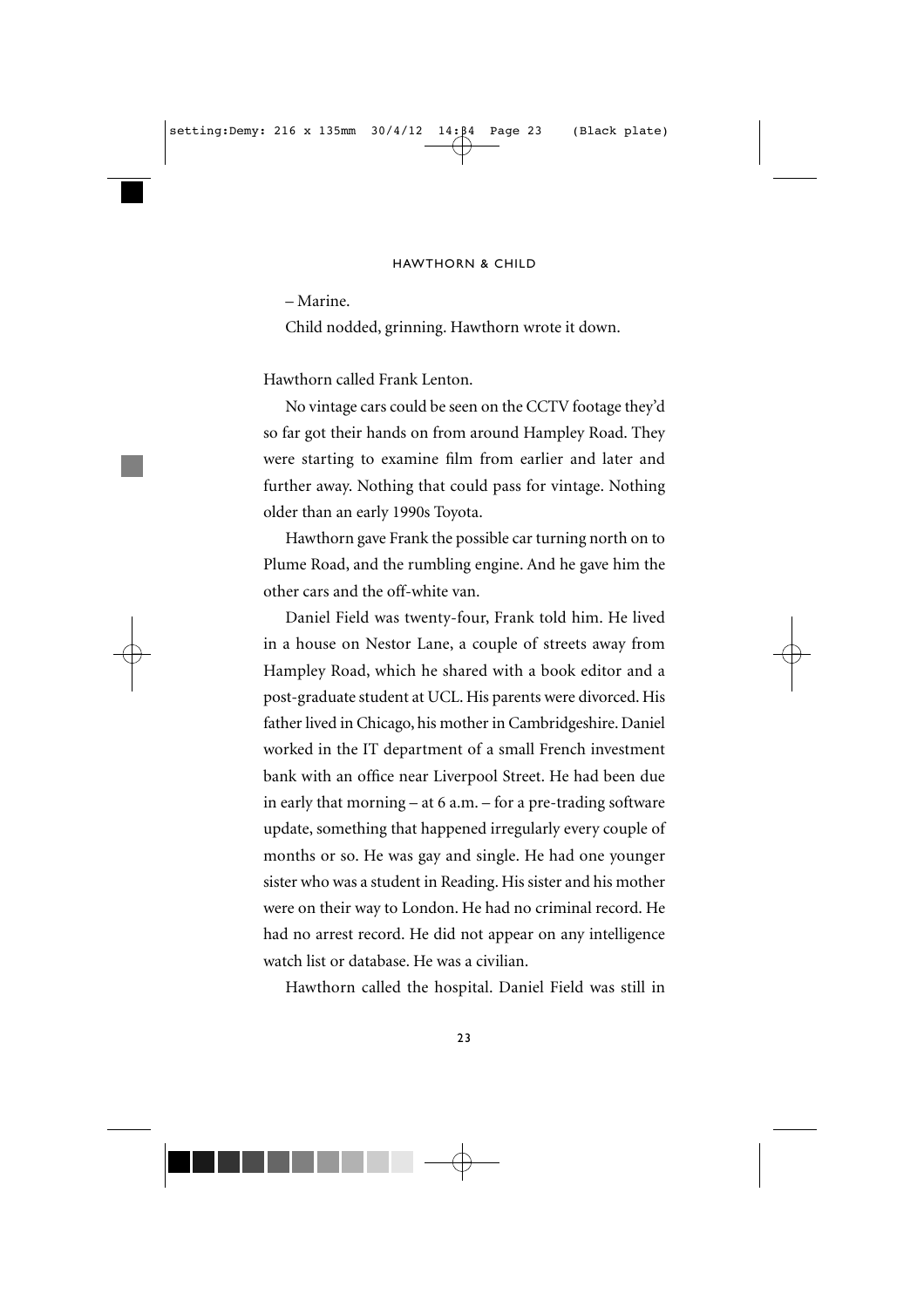– Marine.

Child nodded, grinning. Hawthorn wrote it down.

Hawthorn called Frank Lenton.

No vintage cars could be seen on the CCTV footage they'd so far got their hands on from around Hampley Road. They were starting to examine film from earlier and later and further away. Nothing that could pass for vintage. Nothing older than an early 1990s Toyota.

Hawthorn gave Frank the possible car turning north on to Plume Road, and the rumbling engine. And he gave him the other cars and the off-white van.

Daniel Field was twenty-four, Frank told him. He lived in a house on Nestor Lane, a couple of streets away from Hampley Road, which he shared with a book editor and a post-graduate student at UCL. His parents were divorced. His father lived in Chicago, his mother in Cambridgeshire. Daniel worked in the IT department of a small French investment bank with an office near Liverpool Street. He had been due in early that morning – at 6 a.m. – for a pre-trading software update, something that happened irregularly every couple of months or so. He was gay and single. He had one younger sister who was a student in Reading. His sister and his mother were on their way to London. He had no criminal record. He had no arrest record. He did not appear on any intelligence watch list or database. He was a civilian.

Hawthorn called the hospital. Daniel Field was still in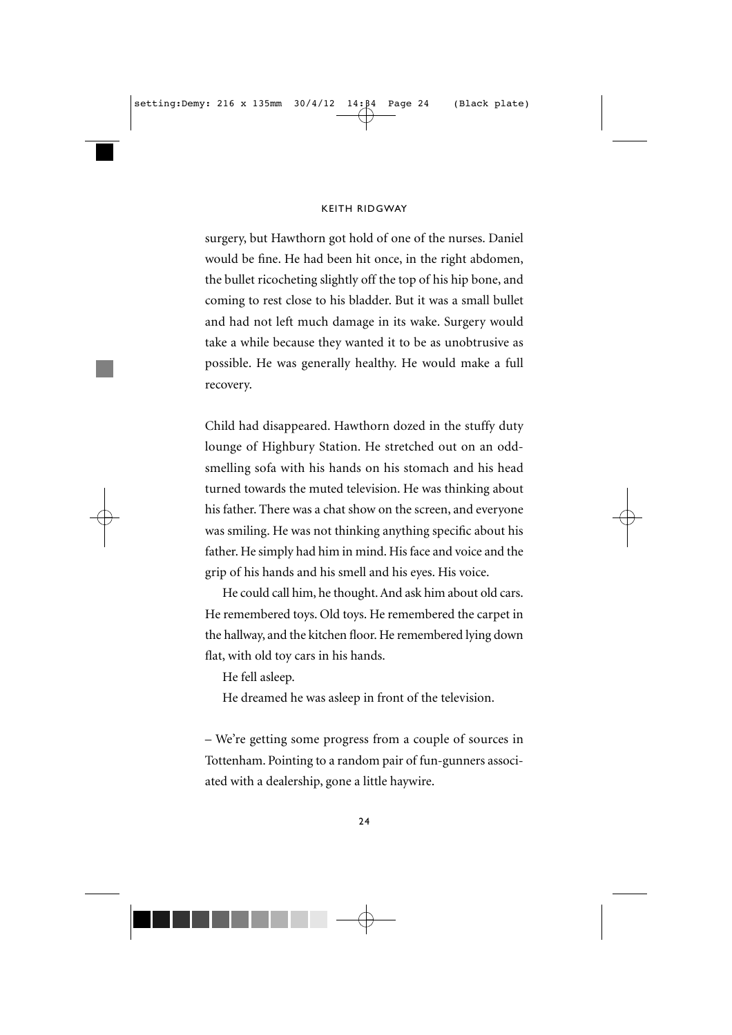surgery, but Hawthorn got hold of one of the nurses. Daniel would be fine. He had been hit once, in the right abdomen, the bullet ricocheting slightly off the top of his hip bone, and coming to rest close to his bladder. But it was a small bullet and had not left much damage in its wake. Surgery would take a while because they wanted it to be as unobtrusive as possible. He was generally healthy. He would make a full recovery.

Child had disappeared. Hawthorn dozed in the stuffy duty lounge of Highbury Station. He stretched out on an odd-smelling sofa with his hands on his stomach and his head turned towards the muted television. He was thinking about his father. There was a chat show on the screen, and everyone was smiling. He was not thinking anything specific about his father. He simply had him in mind. His face and voice and the grip of his hands and his smell and his eyes. His voice.

He could call him, he thought. And ask him about old cars. He remembered toys. Old toys. He remembered the carpet in the hallway, and the kitchen floor. He remembered lying down flat, with old toy cars in his hands.

He fell asleep.

He dreamed he was asleep in front of the television.

– We're getting some progress from a couple of sources in Tottenham. Pointing to a random pair of fun-gunners associated with a dealership, gone a little haywire.